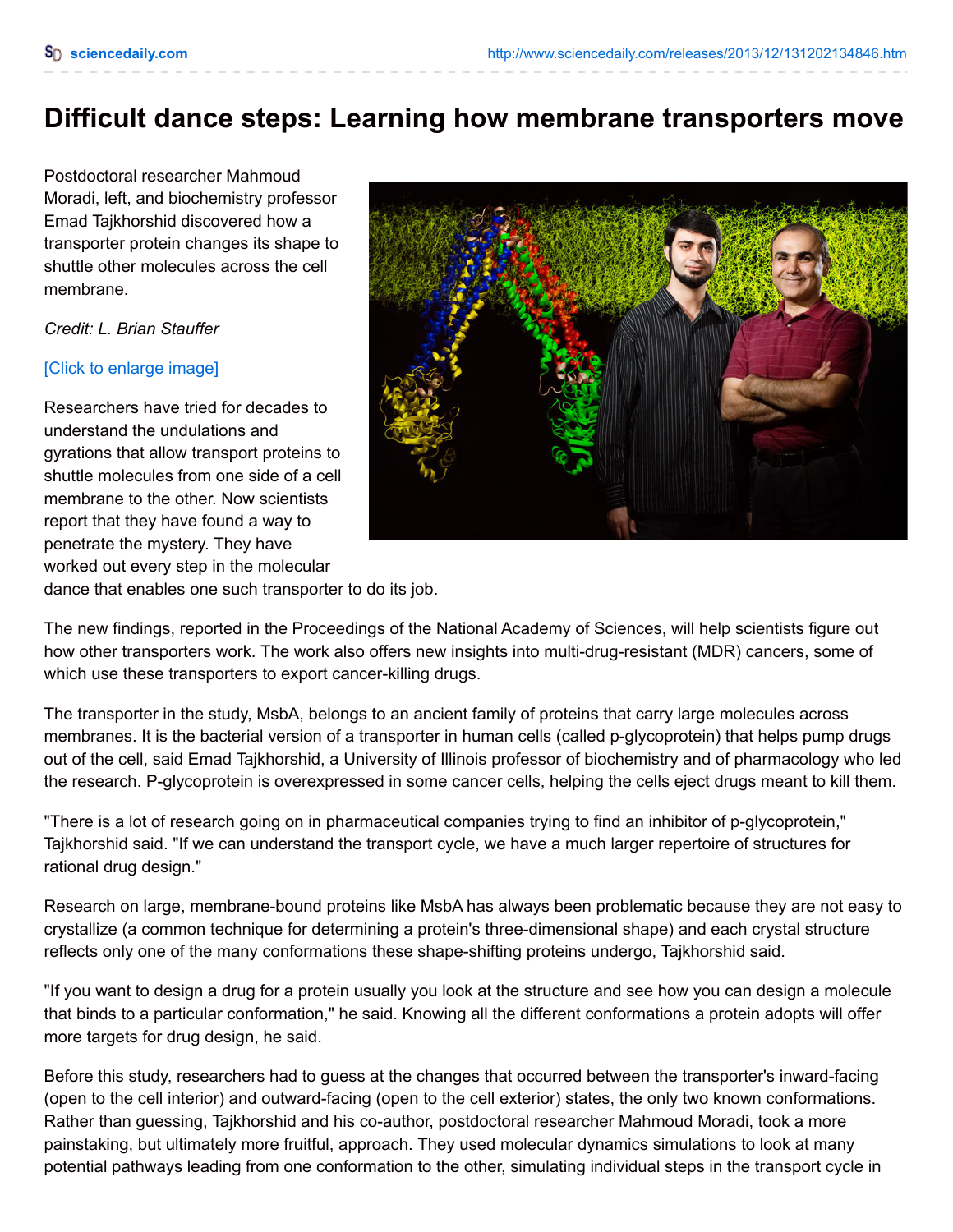# Difficult dance steps: Learning how membrane transporters move

Postdoctoral researcher Mahmoud Moradi, left, and biochemistry professor Emad Tajkhorshid discovered how a transporter protein changes its shape to shuttle other molecules across the cell membrane.

*Credit: L. Brian Stauffer*

[Click to enlarge image]

Researchers have tried for decades to understand the undulations and gyrations that allow transport proteins to shuttle molecules from one side of a cell membrane to the other. Now scientists report that they have found a way to penetrate the mystery. They have worked out every step in the molecular dance that enables one such transporter to do its job.

The new findings, reported in the Proceedings of the National Academy of Sciences, will help scientists figure out how other transporters work. The work also offers new insights into multi-drug-resistant (MDR) cancers, some of which use these transporters to export cancer-killing drugs.

The transporter in the study, MsbA, belongs to an ancient family of proteins that carry large molecules across membranes. It is the bacterial version of a transporter in human cells (called p-glycoprotein) that helps pump drugs out of the cell, said Emad Tajkhorshid, a University of Illinois professor of biochemistry and of pharmacology who led the research. P-glycoprotein is overexpressed in some cancer cells, helping the cells eject drugs meant to kill them.

"There is a lot of research going on in pharmaceutical companies trying to find an inhibitor of p-glycoprotein," Tajkhorshid said. "If we can understand the transport cycle, we have a much larger repertoire of structures for rational drug design."

Research on large, membrane-bound proteins like MsbA has always been problematic because they are not easy to crystallize (a common technique for determining a protein's three-dimensional shape) and each crystal structure reflects only one of the many conformations these shape-shifting proteins undergo, Tajkhorshid said.

"If you want to design a drug for a protein usually you look at the structure and see how you can design a molecule that binds to a particular conformation," he said. Knowing all the different conformations a protein adopts will offer more targets for drug design, he said.

Before this study, researchers had to guess at the changes that occurred between the transporter's inward-facing (open to the cell interior) and outward-facing (open to the cell exterior) states, the only two known conformations. Rather than guessing, Tajkhorshid and his co-author, postdoctoral researcher Mahmoud Moradi, took a more painstaking, but ultimately more fruitful, approach. They used molecular dynamics simulations to look at many potential pathways leading from one conformation to the other, simulating individual steps in the transport cycle in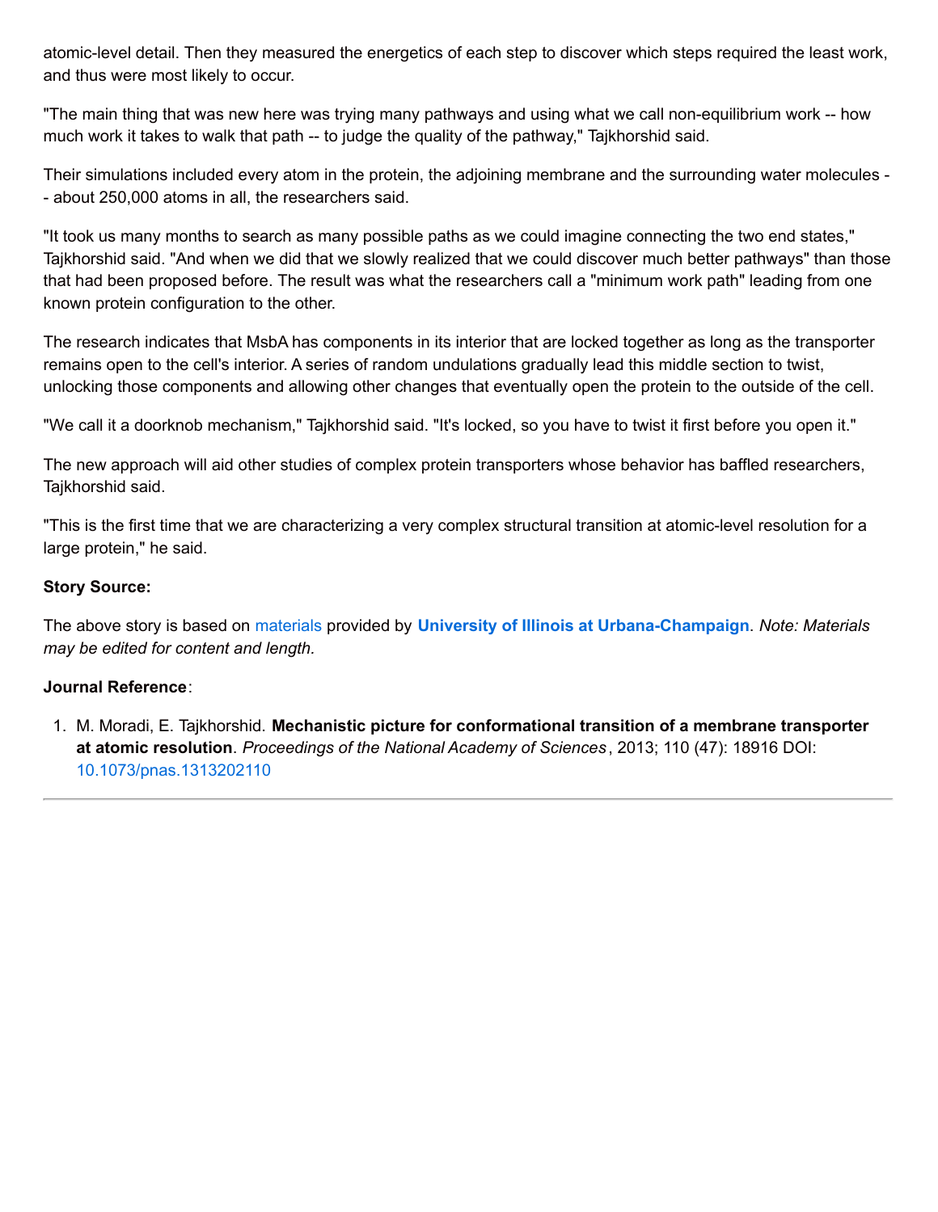atomic-level detail. Then they measured the energetics of each step to discover which steps required the least work, and thus were most likely to occur.

"The main thing that was new here was trying many pathways and using what we call non-equilibrium work -- how much work it takes to walk that path -- to judge the quality of the pathway," Tajkhorshid said.

Their simulations included every atom in the protein, the adjoining membrane and the surrounding water molecules -- about 250,000 atoms in all, the researchers said.

"It took us many months to search as many possible paths as we could imagine connecting the two end states," Tajkhorshid said. "And when we did that we slowly realized that we could discover much better pathways" than those that had been proposed before. The result was what the researchers call a "minimum work path" leading from one known protein configuration to the other.

The research indicates that MsbA has components in its interior that are locked together as long as the transporter remains open to the cell's interior. A series of random undulations gradually lead this middle section to twist, unlocking those components and allowing other changes that eventually open the protein to the outside of the cell.

"We call it a doorknob mechanism," Tajkhorshid said. "It's locked, so you have to twist it first before you open it."

The new approach will aid other studies of complex protein transporters whose behavior has baffled researchers, Tajkhorshid said.

"This is the first time that we are characterizing a very complex structural transition at atomic-level resolution for a large protein," he said.

**Story Source:**

The above story is based on materials provided by **University of Illinois at Urbana-Champaign**. *Note: Materials may be edited for content and length.*

**Journal Reference**:

1. M. Moradi, E. Tajkhorshid. **Mechanistic picture for conformational transition of a membrane transporter at atomic resolution**. *Proceedings of the National Academy of Sciences*, 2013; 110 (47): 18916 DOI: 10.1073/pnas.1313202110